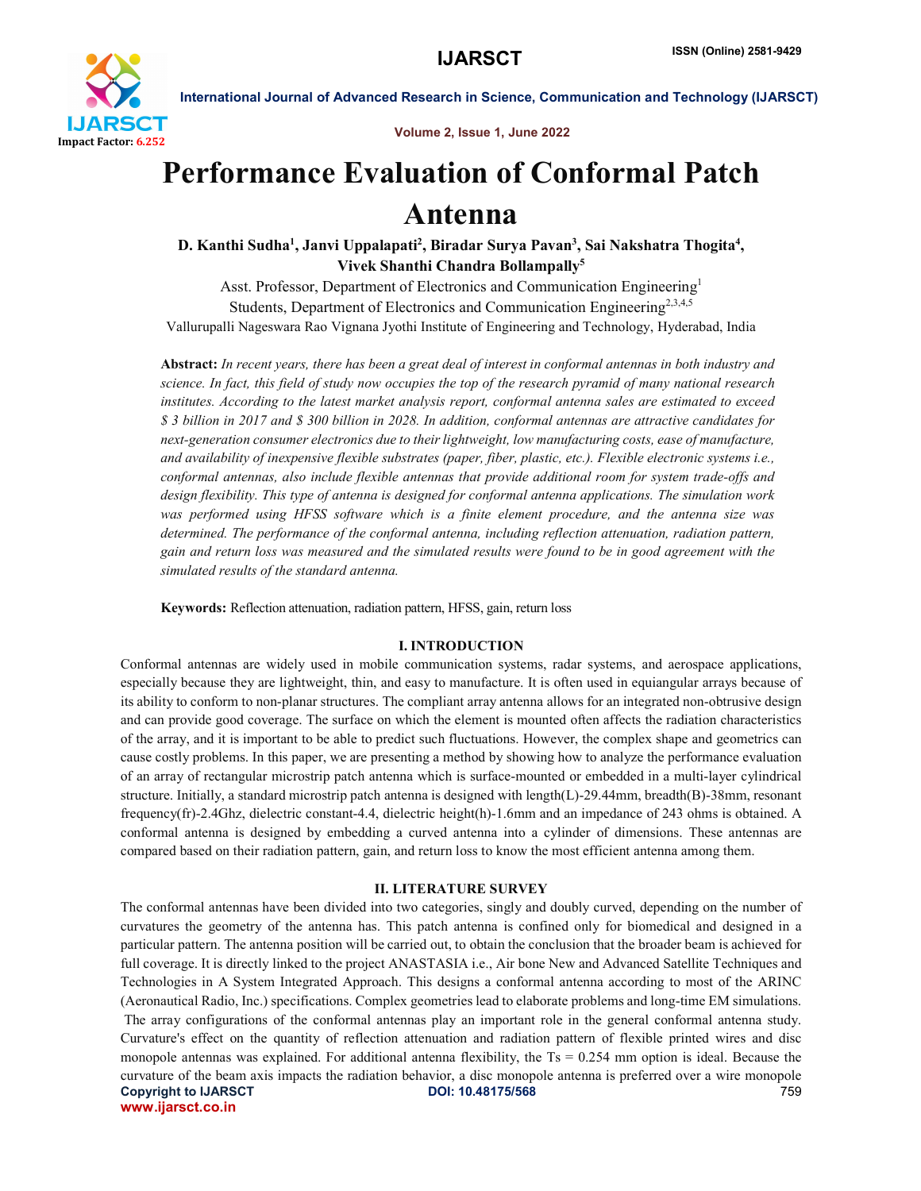# Performance Evaluation of Conformal Patch Antenna

**D. Kanthi Sudha[1], Janvi Uppalapati[2], Biradar Surya Pavan[3], Sai Nakshatra Thogita[4], Vivek Shanthi Chandra Bollampally[5]**

Asst. Professor, Department of Electronics and Communication Engineering[1]

Students, Department of Electronics and Communication Engineering[2,3,4,5]

Vallurupalli Nageswara Rao Vignana Jyothi Institute of Engineering and Technology, Hyderabad, India

**Abstract:** *In recent years, there has been a great deal of interest in conformal antennas in both industry and science. In fact, this field of study now occupies the top of the research pyramid of many national research institutes. According to the latest market analysis report, conformal antenna sales are estimated to exceed $ 3 billion in 2017 and $ 300 billion in 2028. In addition, conformal antennas are attractive candidates for next-generation consumer electronics due to their lightweight, low manufacturing costs, ease of manufacture, and availability of inexpensive flexible substrates (paper, fiber, plastic, etc.). Flexible electronic systems i.e., conformal antennas, also include flexible antennas that provide additional room for system trade-offs and design flexibility. This type of antenna is designed for conformal antenna applications. The simulation work was performed using HFSS software which is a finite element procedure, and the antenna size was determined. The performance of the conformal antenna, including reflection attenuation, radiation pattern, gain and return loss was measured and the simulated results were found to be in good agreement with the simulated results of the standard antenna.*

**Keywords:** Reflection attenuation, radiation pattern, HFSS, gain, return loss

## I. INTRODUCTION

Conformal antennas are widely used in mobile communication systems, radar systems, and aerospace applications, especially because they are lightweight, thin, and easy to manufacture. It is often used in equiangular arrays because of its ability to conform to non-planar structures. The compliant array antenna allows for an integrated non-obtrusive design and can provide good coverage. The surface on which the element is mounted often affects the radiation characteristics of the array, and it is important to be able to predict such fluctuations. However, the complex shape and geometrics can cause costly problems. In this paper, we are presenting a method by showing how to analyze the performance evaluation of an array of rectangular microstrip patch antenna which is surface-mounted or embedded in a multi-layer cylindrical structure. Initially, a standard microstrip patch antenna is designed with length(L)-29.44mm, breadth(B)-38mm, resonant frequency(fr)-2.4Ghz, dielectric constant-4.4, dielectric height(h)-1.6mm and an impedance of 243 ohms is obtained. A conformal antenna is designed by embedding a curved antenna into a cylinder of dimensions. These antennas are compared based on their radiation pattern, gain, and return loss to know the most efficient antenna among them.

## II. LITERATURE SURVEY

The conformal antennas have been divided into two categories, singly and doubly curved, depending on the number of curvatures the geometry of the antenna has. This patch antenna is confined only for biomedical and designed in a particular pattern. The antenna position will be carried out, to obtain the conclusion that the broader beam is achieved for full coverage. It is directly linked to the project ANASTASIA i.e., Air bone New and Advanced Satellite Techniques and Technologies in A System Integrated Approach. This designs a conformal antenna according to most of the ARINC (Aeronautical Radio, Inc.) specifications. Complex geometries lead to elaborate problems and long-time EM simulations.

The array configurations of the conformal antennas play an important role in the general conformal antenna study. Curvature's effect on the quantity of reflection attenuation and radiation pattern of flexible printed wires and disc monopole antennas was explained. For additional antenna flexibility, the Ts = 0.254 mm option is ideal. Because the curvature of the beam axis impacts the radiation behavior, a disc monopole antenna is preferred over a wire monopole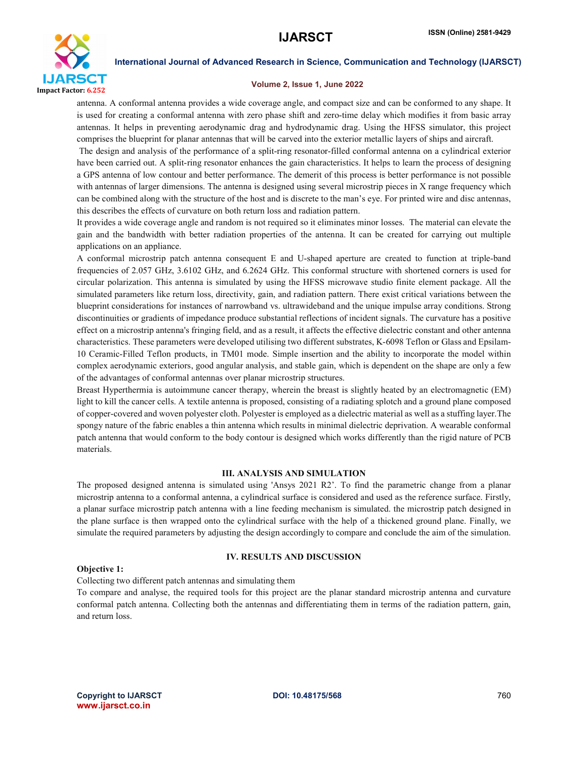antenna. A conformal antenna provides a wide coverage angle, and compact size and can be conformed to any shape. It is used for creating a conformal antenna with zero phase shift and zero-time delay which modifies it from basic array antennas. It helps in preventing aerodynamic drag and hydrodynamic drag. Using the HFSS simulator, this project comprises the blueprint for planar antennas that will be carved into the exterior metallic layers of ships and aircraft.

The design and analysis of the performance of a split-ring resonator-filled conformal antenna on a cylindrical exterior have been carried out. A split-ring resonator enhances the gain characteristics. It helps to learn the process of designing a GPS antenna of low contour and better performance. The demerit of this process is better performance is not possible with antennas of larger dimensions. The antenna is designed using several microstrip pieces in X range frequency which can be combined along with the structure of the host and is discrete to the man's eye. For printed wire and disc antennas, this describes the effects of curvature on both return loss and radiation pattern.

It provides a wide coverage angle and random is not required so it eliminates minor losses. The material can elevate the gain and the bandwidth with better radiation properties of the antenna. It can be created for carrying out multiple applications on an appliance.

A conformal microstrip patch antenna consequent E and U-shaped aperture are created to function at triple-band frequencies of 2.057 GHz, 3.6102 GHz, and 6.2624 GHz. This conformal structure with shortened corners is used for circular polarization. This antenna is simulated by using the HFSS microwave studio finite element package. All the simulated parameters like return loss, directivity, gain, and radiation pattern. There exist critical variations between the blueprint considerations for instances of narrowband vs. ultrawideband and the unique impulse array conditions. Strong discontinuities or gradients of impedance produce substantial reflections of incident signals. The curvature has a positive effect on a microstrip antenna's fringing field, and as a result, it affects the effective dielectric constant and other antenna characteristics. These parameters were developed utilising two different substrates, K-6098 Teflon or Glass and Epsilam-10 Ceramic-Filled Teflon products, in TM01 mode. Simple insertion and the ability to incorporate the model within complex aerodynamic exteriors, good angular analysis, and stable gain, which is dependent on the shape are only a few of the advantages of conformal antennas over planar microstrip structures.

Breast Hyperthermia is autoimmune cancer therapy, wherein the breast is slightly heated by an electromagnetic (EM) light to kill the cancer cells. A textile antenna is proposed, consisting of a radiating splotch and a ground plane composed of copper-covered and woven polyester cloth. Polyester is employed as a dielectric material as well as a stuffing layer.The spongy nature of the fabric enables a thin antenna which results in minimal dielectric deprivation. A wearable conformal patch antenna that would conform to the body contour is designed which works differently than the rigid nature of PCB materials.

## III. ANALYSIS AND SIMULATION

The proposed designed antenna is simulated using 'Ansys 2021 R2'. To find the parametric change from a planar microstrip antenna to a conformal antenna, a cylindrical surface is considered and used as the reference surface. Firstly, a planar surface microstrip patch antenna with a line feeding mechanism is simulated. the microstrip patch designed in the plane surface is then wrapped onto the cylindrical surface with the help of a thickened ground plane. Finally, we simulate the required parameters by adjusting the design accordingly to compare and conclude the aim of the simulation.

## IV. RESULTS AND DISCUSSION

**Objective 1:**

Collecting two different patch antennas and simulating them

To compare and analyse, the required tools for this project are the planar standard microstrip antenna and curvature conformal patch antenna. Collecting both the antennas and differentiating them in terms of the radiation pattern, gain, and return loss.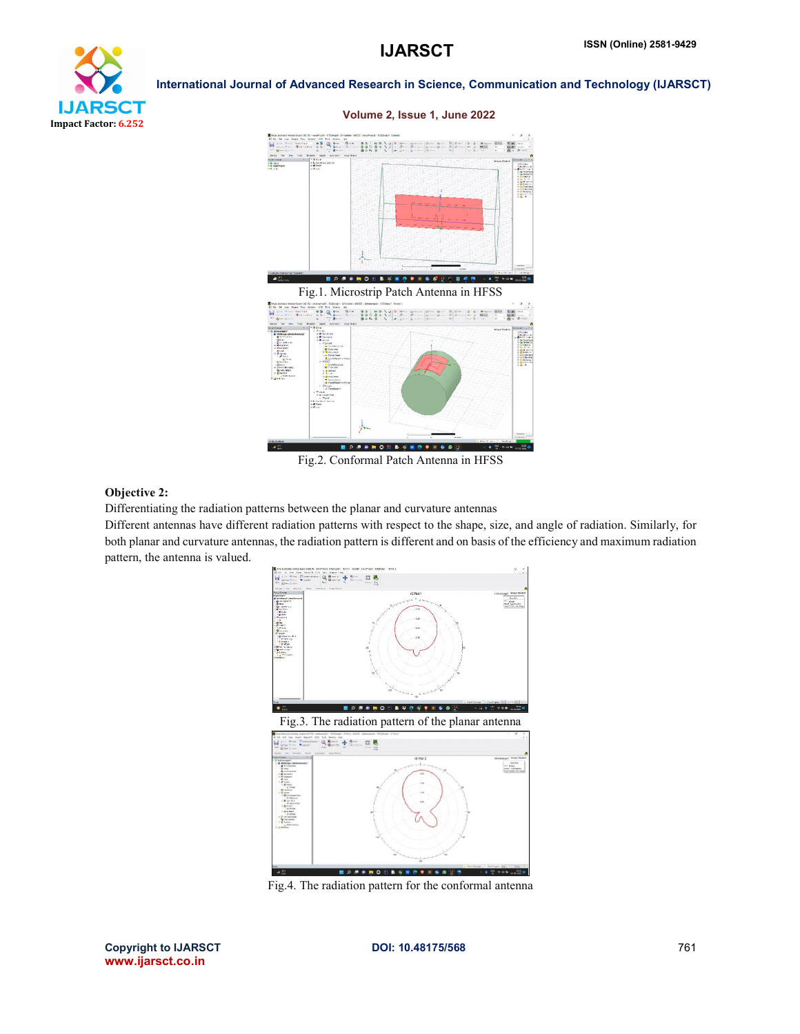Fig.1. Microstrip Patch Antenna in HFSS

Fig.2. Conformal Patch Antenna in HFSS

**Objective 2:**

Differentiating the radiation patterns between the planar and curvature antennas

Different antennas have different radiation patterns with respect to the shape, size, and angle of radiation. Similarly, for both planar and curvature antennas, the radiation pattern is different and on basis of the efficiency and maximum radiation pattern, the antenna is valued.

Fig.3. The radiation pattern of the planar antenna

Fig.4. The radiation pattern for the conformal antenna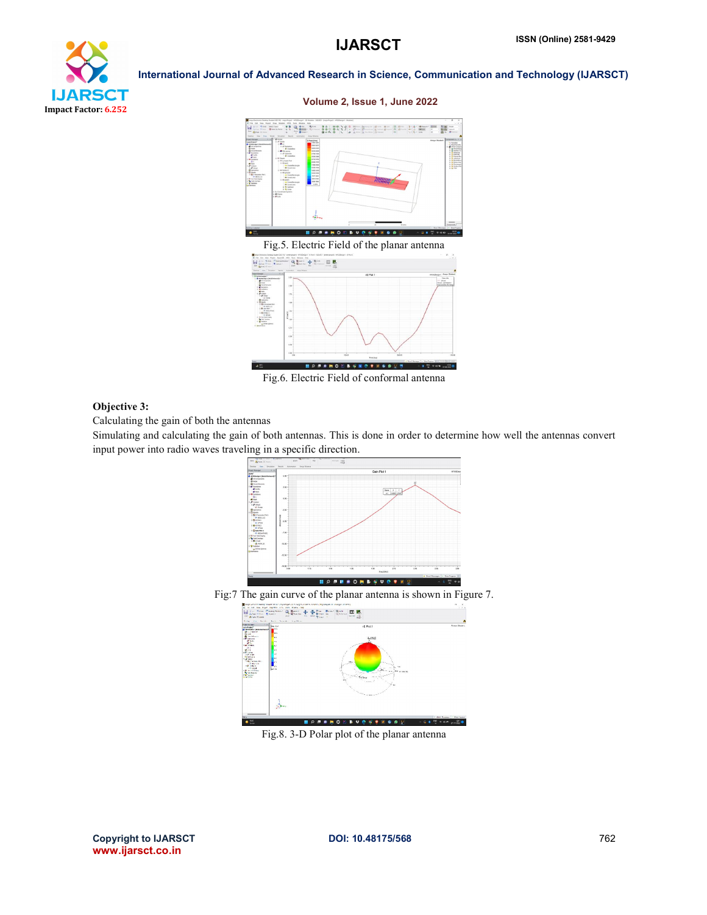Fig.5. Electric Field of the planar antenna

Fig.6. Electric Field of conformal antenna

**Objective 3:**

Calculating the gain of both the antennas

Simulating and calculating the gain of both antennas. This is done in order to determine how well the antennas convert input power into radio waves traveling in a specific direction.

Fig:7 The gain curve of the planar antenna is shown in Figure 7.

Fig.8. 3-D Polar plot of the planar antenna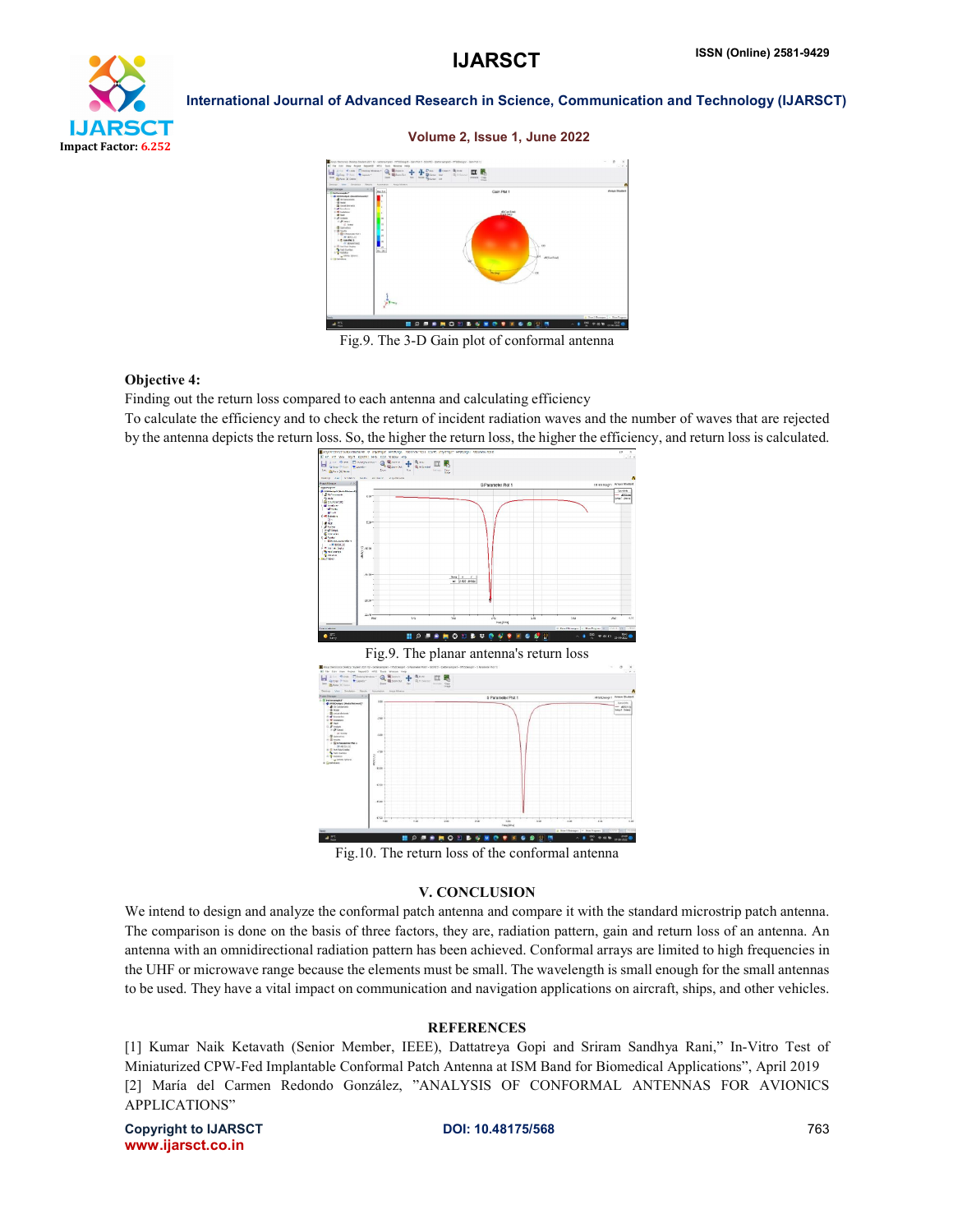Fig.9. The 3-D Gain plot of conformal antenna

**Objective 4:**

Finding out the return loss compared to each antenna and calculating efficiency

To calculate the efficiency and to check the return of incident radiation waves and the number of waves that are rejected by the antenna depicts the return loss. So, the higher the return loss, the higher the efficiency, and return loss is calculated.

Fig.9. The planar antenna's return loss

Fig.10. The return loss of the conformal antenna

## V. CONCLUSION

We intend to design and analyze the conformal patch antenna and compare it with the standard microstrip patch antenna. The comparison is done on the basis of three factors, they are, radiation pattern, gain and return loss of an antenna. An antenna with an omnidirectional radiation pattern has been achieved. Conformal arrays are limited to high frequencies in the UHF or microwave range because the elements must be small. The wavelength is small enough for the small antennas to be used. They have a vital impact on communication and navigation applications on aircraft, ships, and other vehicles.

## REFERENCES

[1] Kumar Naik Ketavath (Senior Member, IEEE), Dattatreya Gopi and Sriram Sandhya Rani," In-Vitro Test of Miniaturized CPW-Fed Implantable Conformal Patch Antenna at ISM Band for Biomedical Applications", April 2019

[2] María del Carmen Redondo González, "ANALYSIS OF CONFORMAL ANTENNAS FOR AVIONICS APPLICATIONS"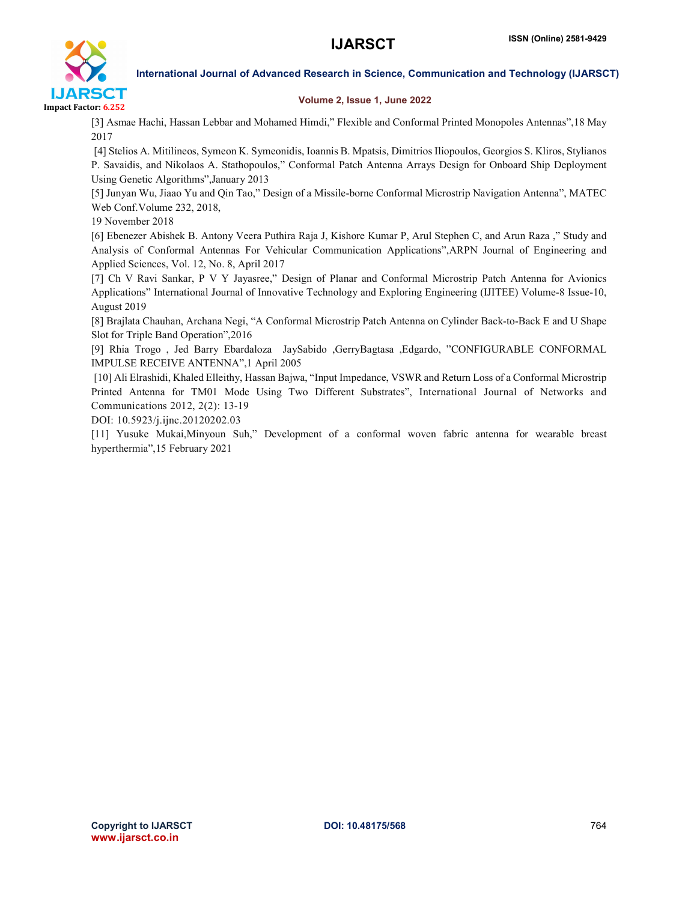[3] Asmae Hachi, Hassan Lebbar and Mohamed Himdi," Flexible and Conformal Printed Monopoles Antennas",18 May 2017

[4] Stelios A. Mitilineos, Symeon K. Symeonidis, Ioannis B. Mpatsis, Dimitrios Iliopoulos, Georgios S. Kliros, Stylianos P. Savaidis, and Nikolaos A. Stathopoulos," Conformal Patch Antenna Arrays Design for Onboard Ship Deployment Using Genetic Algorithms",January 2013

[5] Junyan Wu, Jiaao Yu and Qin Tao," Design of a Missile-borne Conformal Microstrip Navigation Antenna", MATEC Web Conf.Volume 232, 2018, 19 November 2018

[6] Ebenezer Abishek B. Antony Veera Puthira Raja J, Kishore Kumar P, Arul Stephen C, and Arun Raza ," Study and Analysis of Conformal Antennas For Vehicular Communication Applications",ARPN Journal of Engineering and Applied Sciences, Vol. 12, No. 8, April 2017

[7] Ch V Ravi Sankar, P V Y Jayasree," Design of Planar and Conformal Microstrip Patch Antenna for Avionics Applications" International Journal of Innovative Technology and Exploring Engineering (IJITEE) Volume-8 Issue-10, August 2019

[8] Brajlata Chauhan, Archana Negi, "A Conformal Microstrip Patch Antenna on Cylinder Back-to-Back E and U Shape Slot for Triple Band Operation",2016

[9] Rhia Trogo , Jed Barry Ebardaloza JaySabido ,GerryBagtasa ,Edgardo, "CONFIGURABLE CONFORMAL IMPULSE RECEIVE ANTENNA",1 April 2005

[10] Ali Elrashidi, Khaled Elleithy, Hassan Bajwa, "Input Impedance, VSWR and Return Loss of a Conformal Microstrip Printed Antenna for TM01 Mode Using Two Different Substrates", International Journal of Networks and Communications 2012, 2(2): 13-19
DOI: 10.5923/j.ijnc.20120202.03

[11] Yusuke Mukai,Minyoun Suh," Development of a conformal woven fabric antenna for wearable breast hyperthermia",15 February 2021